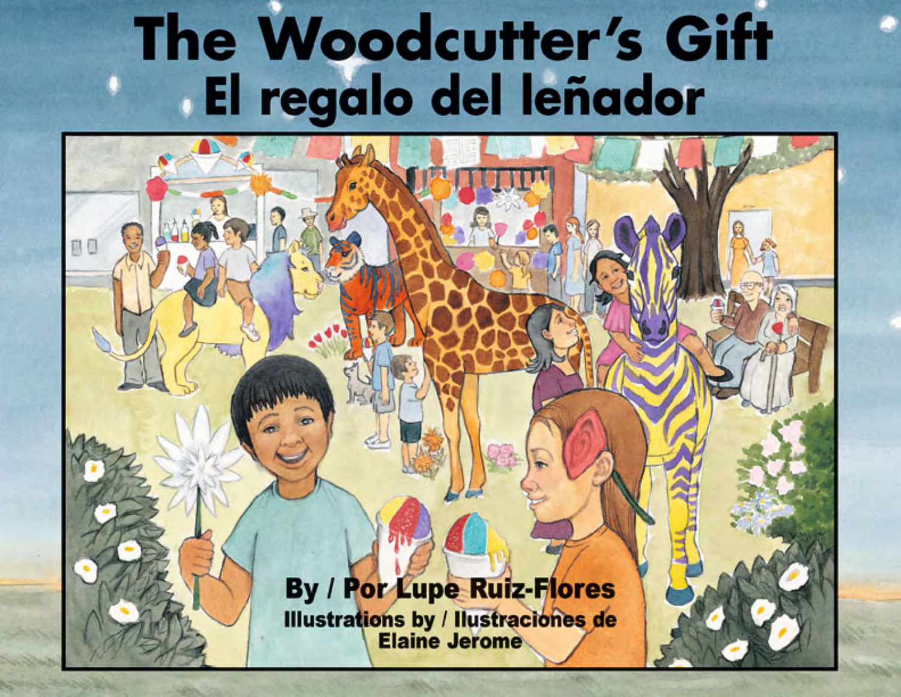# The Woodcutter's Gift
# El regalo del leñador

**By / Por Lupe Ruiz-Flores**

**Illustrations by / Ilustraciones de Elaine Jerome**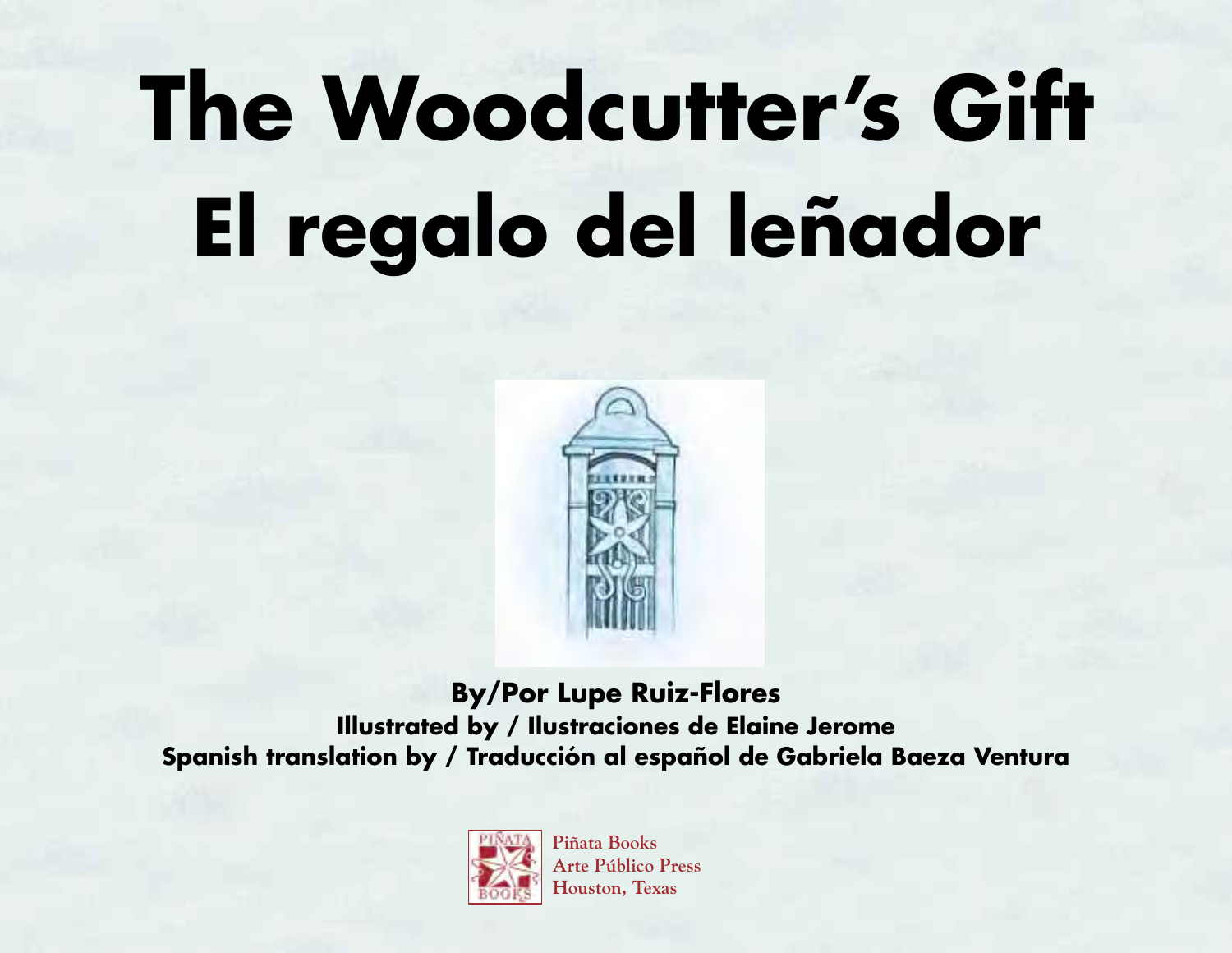# The Woodcutter's Gift
# El regalo del leñador

**By/Por Lupe Ruiz-Flores**
**Illustrated by / Ilustraciones de Elaine Jerome**
**Spanish translation by / Traducción al español de Gabriela Baeza Ventura**

Piñata Books
Arte Público Press
Houston, Texas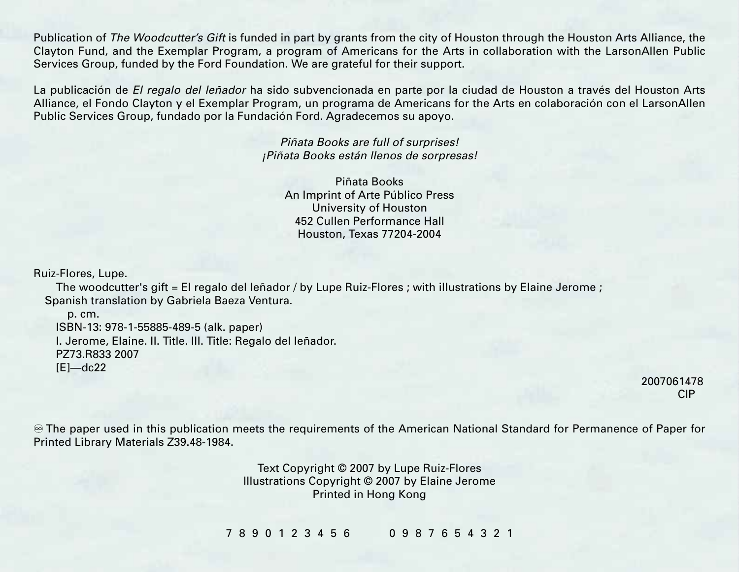Publication of *The Woodcutter's Gift* is funded in part by grants from the city of Houston through the Houston Arts Alliance, the Clayton Fund, and the Exemplar Program, a program of Americans for the Arts in collaboration with the LarsonAllen Public Services Group, funded by the Ford Foundation. We are grateful for their support.

La publicación de *El regalo del leñador* ha sido subvencionada en parte por la ciudad de Houston a través del Houston Arts Alliance, el Fondo Clayton y el Exemplar Program, un programa de Americans for the Arts en colaboración con el LarsonAllen Public Services Group, fundado por la Fundación Ford. Agradecemos su apoyo.

*Piñata Books are full of surprises!*
*¡Piñata Books están llenos de sorpresas!*

Piñata Books
An Imprint of Arte Público Press
University of Houston
452 Cullen Performance Hall
Houston, Texas 77204-2004

Ruiz-Flores, Lupe.
The woodcutter's gift = El regalo del leñador / by Lupe Ruiz-Flores ; with illustrations by Elaine Jerome ; Spanish translation by Gabriela Baeza Ventura.
p. cm.
ISBN-13: 978-1-55885-489-5 (alk. paper)
I. Jerome, Elaine. II. Title. III. Title: Regalo del leñador.
PZ73.R833 2007
[E]—dc22

2007061478
CIP

♾ The paper used in this publication meets the requirements of the American National Standard for Permanence of Paper for Printed Library Materials Z39.48-1984.

Text Copyright © 2007 by Lupe Ruiz-Flores
Illustrations Copyright © 2007 by Elaine Jerome
Printed in Hong Kong

7 8 9 0 1 2 3 4 5 6      0 9 8 7 6 5 4 3 2 1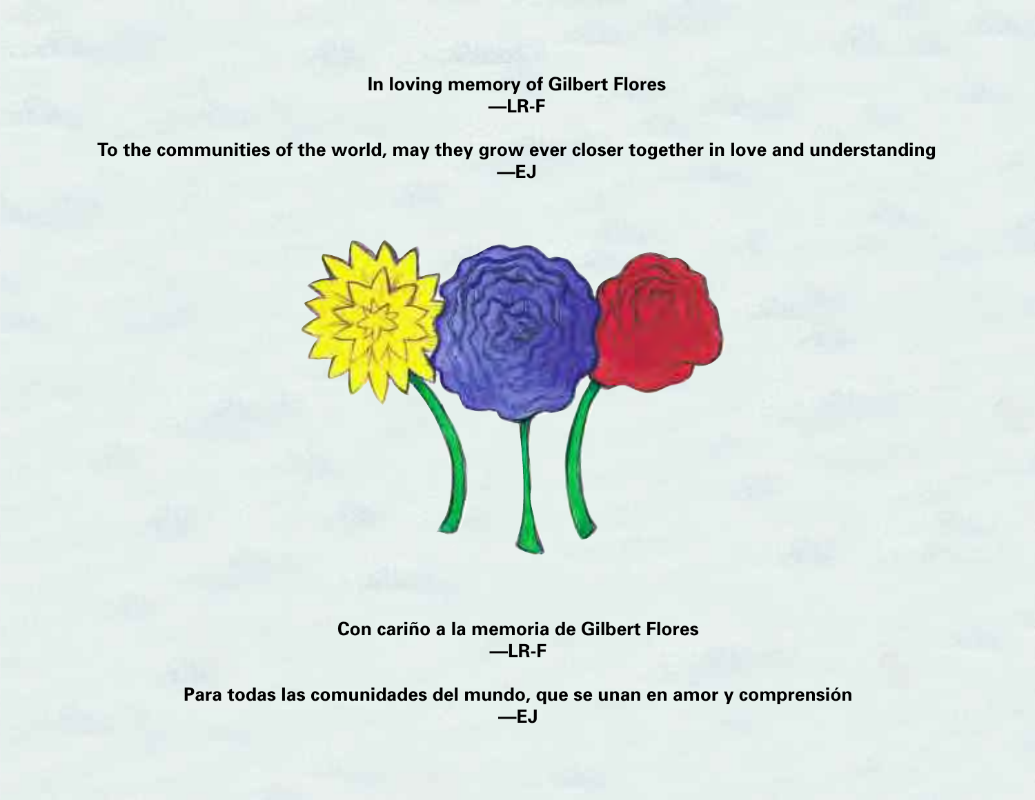**In loving memory of Gilbert Flores**
**—LR-F**

**To the communities of the world, may they grow ever closer together in love and understanding**
**—EJ**

**Con cariño a la memoria de Gilbert Flores**
**—LR-F**

**Para todas las comunidades del mundo, que se unan en amor y comprensión**
**—EJ**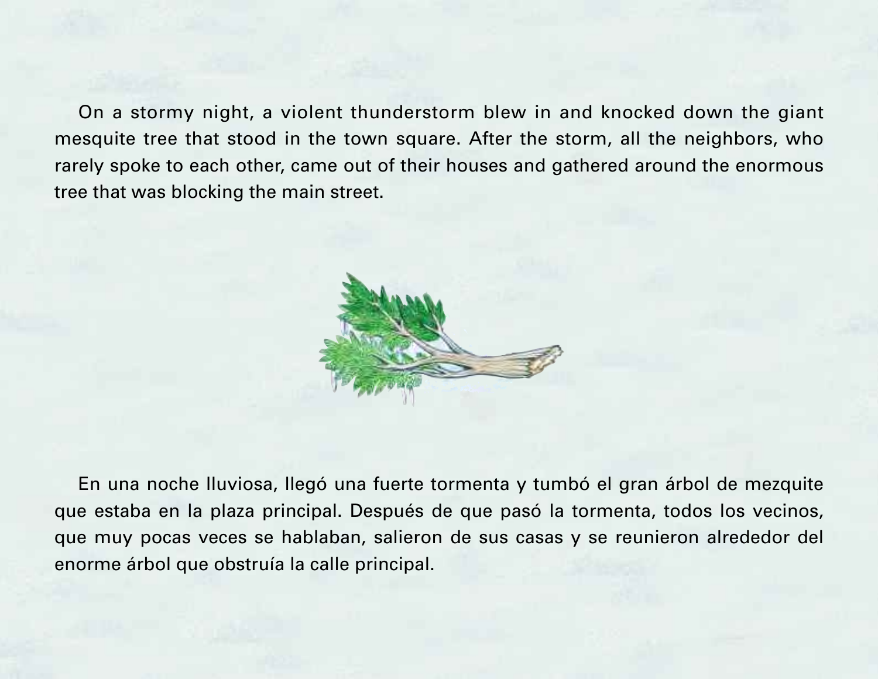On a stormy night, a violent thunderstorm blew in and knocked down the giant mesquite tree that stood in the town square. After the storm, all the neighbors, who rarely spoke to each other, came out of their houses and gathered around the enormous tree that was blocking the main street.

En una noche lluviosa, llegó una fuerte tormenta y tumbó el gran árbol de mezquite que estaba en la plaza principal. Después de que pasó la tormenta, todos los vecinos, que muy pocas veces se hablaban, salieron de sus casas y se reunieron alrededor del enorme árbol que obstruía la calle principal.